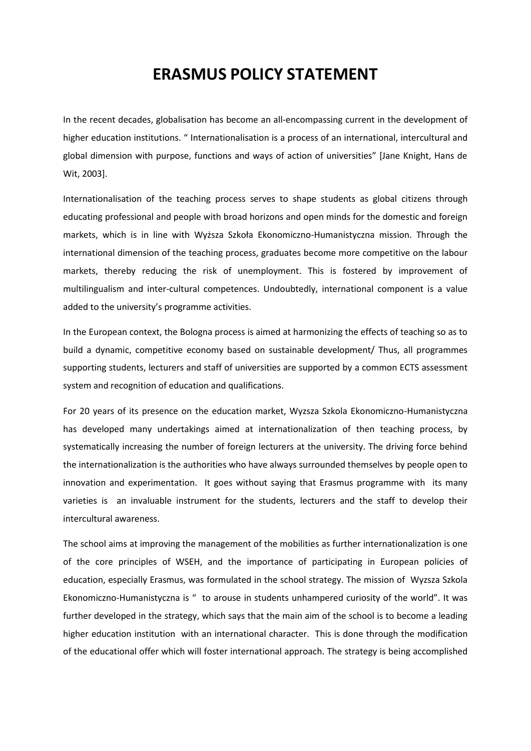# ERASMUS POLICY STATEMENT

In the recent decades, globalisation has become an all-encompassing current in the development of higher education institutions. " Internationalisation is a process of an international, intercultural and global dimension with purpose, functions and ways of action of universities" [Jane Knight, Hans de Wit, 2003].

Internationalisation of the teaching process serves to shape students as global citizens through educating professional and people with broad horizons and open minds for the domestic and foreign markets, which is in line with Wyższa Szkoła Ekonomiczno-Humanistyczna mission. Through the international dimension of the teaching process, graduates become more competitive on the labour markets, thereby reducing the risk of unemployment. This is fostered by improvement of multilingualism and inter-cultural competences. Undoubtedly, international component is a value added to the university's programme activities.

In the European context, the Bologna process is aimed at harmonizing the effects of teaching so as to build a dynamic, competitive economy based on sustainable development/ Thus, all programmes supporting students, lecturers and staff of universities are supported by a common ECTS assessment system and recognition of education and qualifications.

For 20 years of its presence on the education market, Wyzsza Szkola Ekonomiczno-Humanistyczna has developed many undertakings aimed at internationalization of then teaching process, by systematically increasing the number of foreign lecturers at the university. The driving force behind the internationalization is the authorities who have always surrounded themselves by people open to innovation and experimentation. It goes without saying that Erasmus programme with its many varieties is an invaluable instrument for the students, lecturers and the staff to develop their intercultural awareness.

The school aims at improving the management of the mobilities as further internationalization is one of the core principles of WSEH, and the importance of participating in European policies of education, especially Erasmus, was formulated in the school strategy. The mission of Wyzsza Szkola Ekonomiczno-Humanistyczna is " to arouse in students unhampered curiosity of the world". It was further developed in the strategy, which says that the main aim of the school is to become a leading higher education institution with an international character. This is done through the modification of the educational offer which will foster international approach. The strategy is being accomplished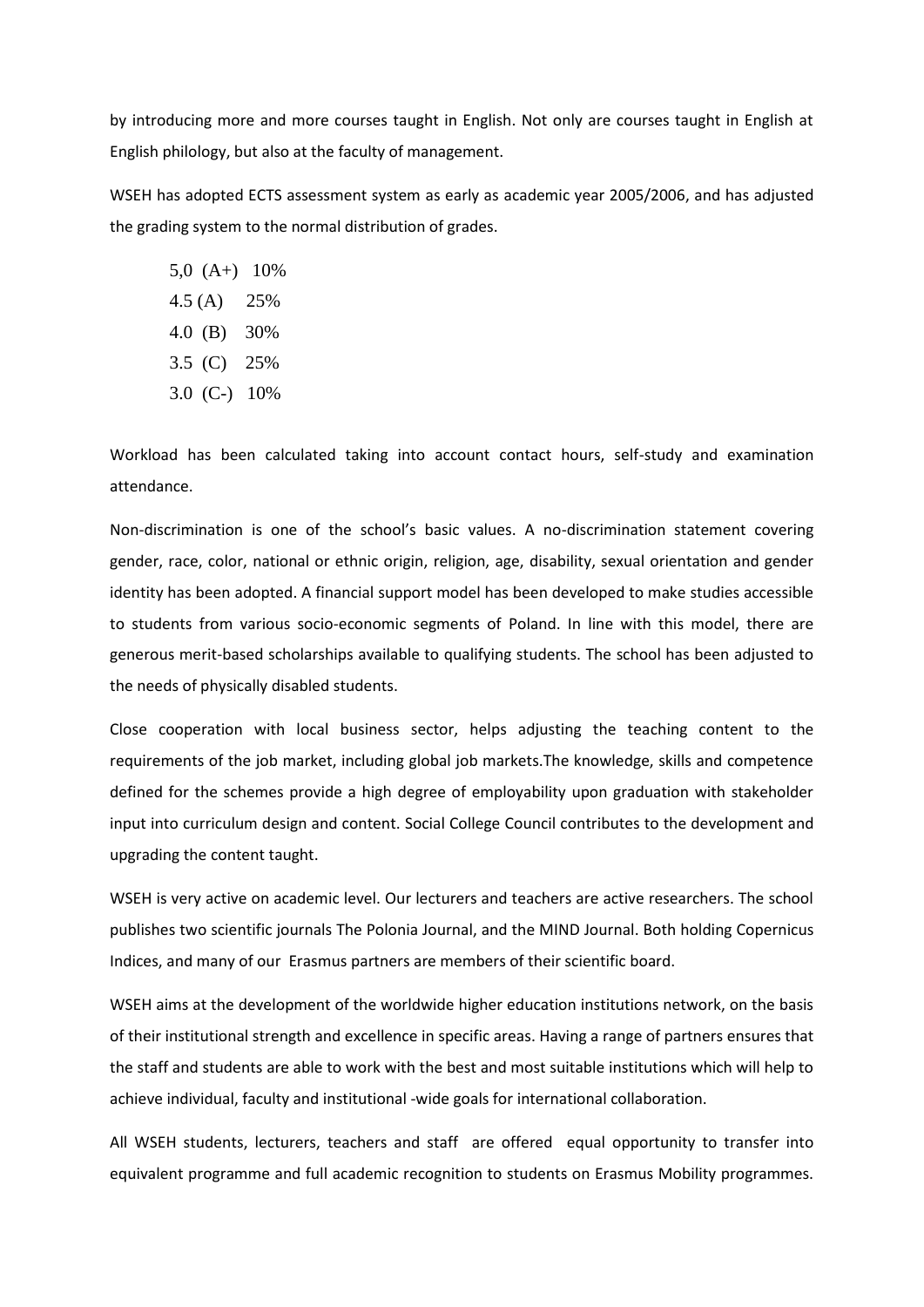by introducing more and more courses taught in English. Not only are courses taught in English at English philology, but also at the faculty of management.

WSEH has adopted ECTS assessment system as early as academic year 2005/2006, and has adjusted the grading system to the normal distribution of grades.

5,0 (A+) 10%  
4.5 (A) 25%  
4.0 (B) 30%  
3.5 (C) 25%  
3.0 (C-) 10%

Workload has been calculated taking into account contact hours, self-study and examination attendance.

Non-discrimination is one of the school's basic values. A no-discrimination statement covering gender, race, color, national or ethnic origin, religion, age, disability, sexual orientation and gender identity has been adopted. A financial support model has been developed to make studies accessible to students from various socio-economic segments of Poland. In line with this model, there are generous merit-based scholarships available to qualifying students. The school has been adjusted to the needs of physically disabled students.

Close cooperation with local business sector, helps adjusting the teaching content to the requirements of the job market, including global job markets.The knowledge, skills and competence defined for the schemes provide a high degree of employability upon graduation with stakeholder input into curriculum design and content. Social College Council contributes to the development and upgrading the content taught.

WSEH is very active on academic level. Our lecturers and teachers are active researchers. The school publishes two scientific journals The Polonia Journal, and the MIND Journal. Both holding Copernicus Indices, and many of our Erasmus partners are members of their scientific board.

WSEH aims at the development of the worldwide higher education institutions network, on the basis of their institutional strength and excellence in specific areas. Having a range of partners ensures that the staff and students are able to work with the best and most suitable institutions which will help to achieve individual, faculty and institutional -wide goals for international collaboration.

All WSEH students, lecturers, teachers and staff are offered equal opportunity to transfer into equivalent programme and full academic recognition to students on Erasmus Mobility programmes.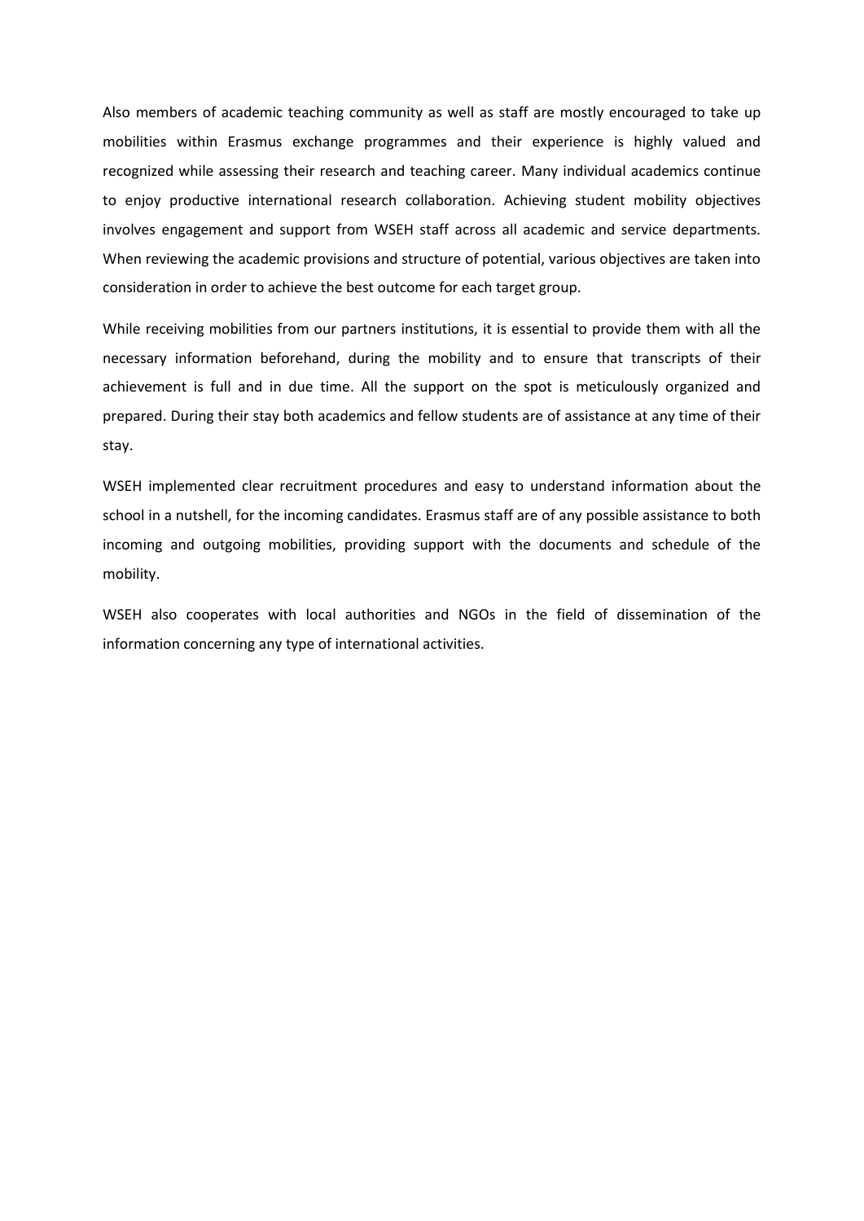Also members of academic teaching community as well as staff are mostly encouraged to take up mobilities within Erasmus exchange programmes and their experience is highly valued and recognized while assessing their research and teaching career. Many individual academics continue to enjoy productive international research collaboration. Achieving student mobility objectives involves engagement and support from WSEH staff across all academic and service departments. When reviewing the academic provisions and structure of potential, various objectives are taken into consideration in order to achieve the best outcome for each target group.

While receiving mobilities from our partners institutions, it is essential to provide them with all the necessary information beforehand, during the mobility and to ensure that transcripts of their achievement is full and in due time. All the support on the spot is meticulously organized and prepared. During their stay both academics and fellow students are of assistance at any time of their stay.

WSEH implemented clear recruitment procedures and easy to understand information about the school in a nutshell, for the incoming candidates. Erasmus staff are of any possible assistance to both incoming and outgoing mobilities, providing support with the documents and schedule of the mobility.

WSEH also cooperates with local authorities and NGOs in the field of dissemination of the information concerning any type of international activities.